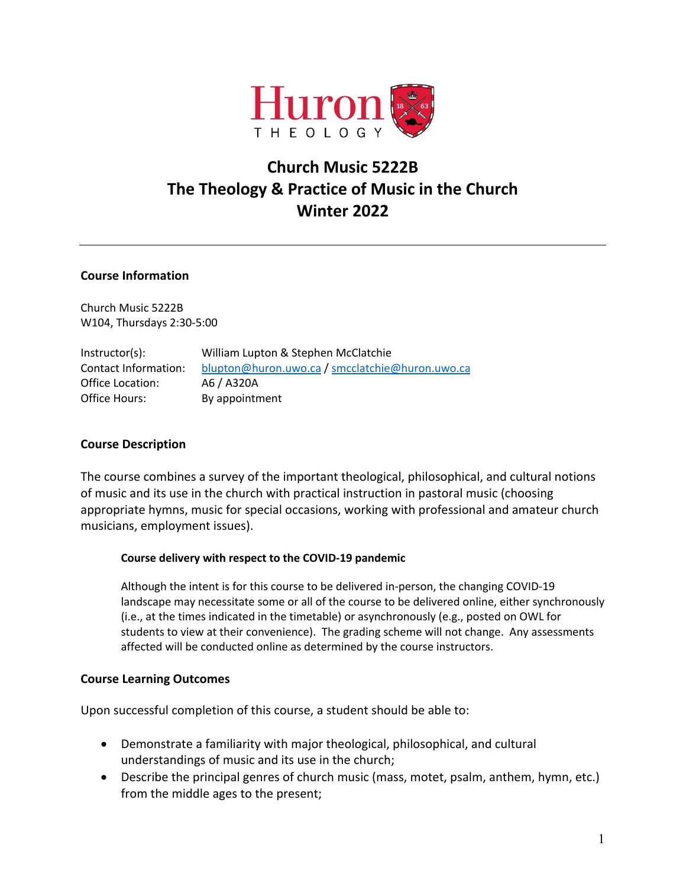Huron

THEOLOGY

# Church Music 5222B
# The Theology & Practice of Music in the Church
# Winter 2022

---

## Course Information

Church Music 5222B
W104, Thursdays 2:30-5:00

| | |
|---|---|
| Instructor(s): | William Lupton & Stephen McClatchie |
| Contact Information: | blupton@huron.uwo.ca / smcclatchie@huron.uwo.ca |
| Office Location: | A6 / A320A |
| Office Hours: | By appointment |

## Course Description

The course combines a survey of the important theological, philosophical, and cultural notions of music and its use in the church with practical instruction in pastoral music (choosing appropriate hymns, music for special occasions, working with professional and amateur church musicians, employment issues).

### Course delivery with respect to the COVID-19 pandemic

Although the intent is for this course to be delivered in-person, the changing COVID-19 landscape may necessitate some or all of the course to be delivered online, either synchronously (i.e., at the times indicated in the timetable) or asynchronously (e.g., posted on OWL for students to view at their convenience). The grading scheme will not change. Any assessments affected will be conducted online as determined by the course instructors.

## Course Learning Outcomes

Upon successful completion of this course, a student should be able to:

- Demonstrate a familiarity with major theological, philosophical, and cultural understandings of music and its use in the church;
- Describe the principal genres of church music (mass, motet, psalm, anthem, hymn, etc.) from the middle ages to the present;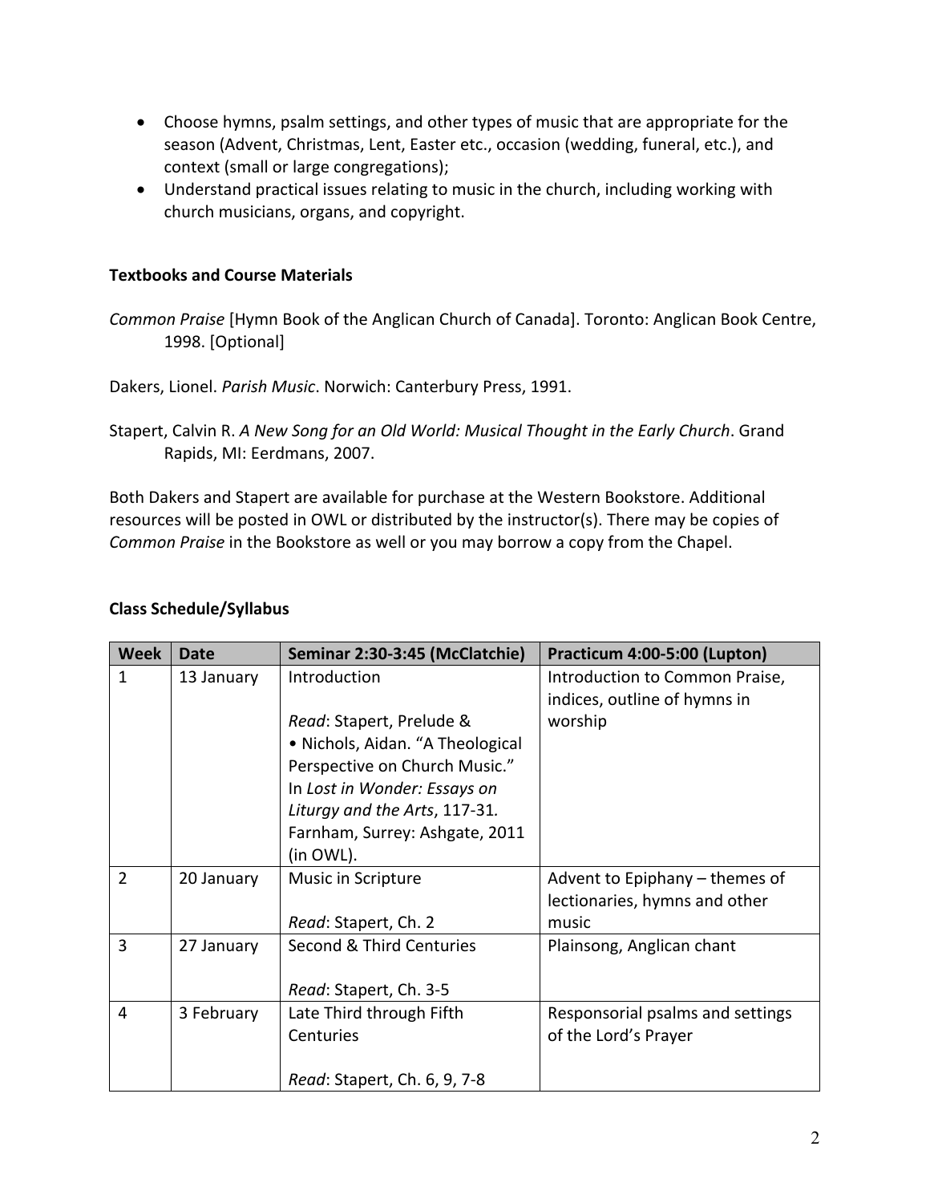- Choose hymns, psalm settings, and other types of music that are appropriate for the season (Advent, Christmas, Lent, Easter etc., occasion (wedding, funeral, etc.), and context (small or large congregations);
- Understand practical issues relating to music in the church, including working with church musicians, organs, and copyright.

**Textbooks and Course Materials**

*Common Praise* [Hymn Book of the Anglican Church of Canada]. Toronto: Anglican Book Centre, 1998. [Optional]

Dakers, Lionel. *Parish Music*. Norwich: Canterbury Press, 1991.

Stapert, Calvin R. *A New Song for an Old World: Musical Thought in the Early Church*. Grand Rapids, MI: Eerdmans, 2007.

Both Dakers and Stapert are available for purchase at the Western Bookstore. Additional resources will be posted in OWL or distributed by the instructor(s). There may be copies of *Common Praise* in the Bookstore as well or you may borrow a copy from the Chapel.

**Class Schedule/Syllabus**

| Week | Date | Seminar 2:30-3:45 (McClatchie) | Practicum 4:00-5:00 (Lupton) |
|---|---|---|---|
| 1 | 13 January | Introduction<br><br>*Read*: Stapert, Prelude &<br>• Nichols, Aidan. "A Theological Perspective on Church Music." In *Lost in Wonder: Essays on Liturgy and the Arts*, 117-31*.* Farnham, Surrey: Ashgate, 2011 (in OWL). | Introduction to Common Praise, indices, outline of hymns in worship |
| 2 | 20 January | Music in Scripture<br><br>*Read*: Stapert, Ch. 2 | Advent to Epiphany – themes of lectionaries, hymns and other music |
| 3 | 27 January | Second & Third Centuries<br><br>*Read*: Stapert, Ch. 3-5 | Plainsong, Anglican chant |
| 4 | 3 February | Late Third through Fifth Centuries<br><br>*Read*: Stapert, Ch. 6, 9, 7-8 | Responsorial psalms and settings of the Lord's Prayer |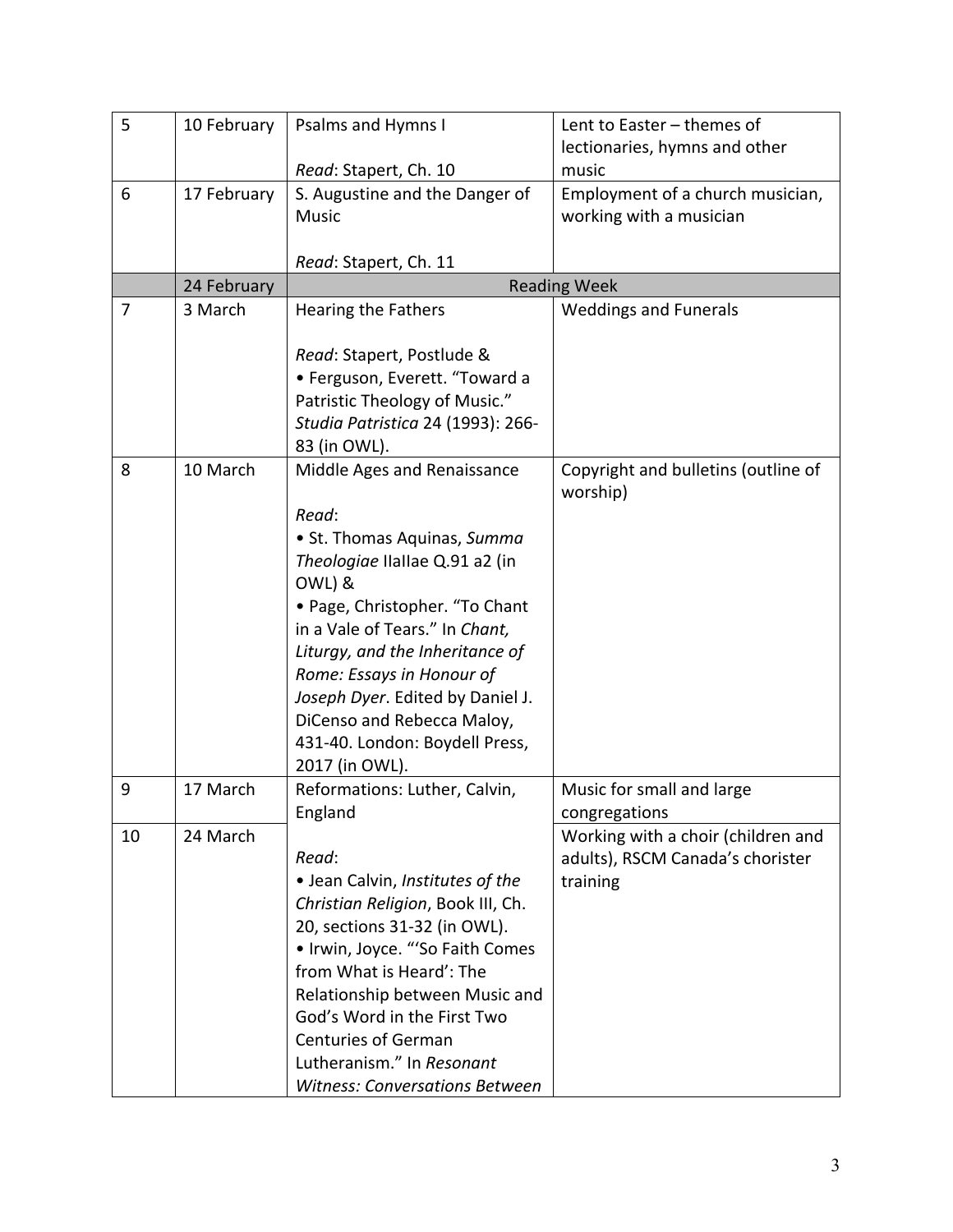| 5 | 10 February | Psalms and Hymns I<br><br>*Read*: Stapert, Ch. 10 | Lent to Easter – themes of lectionaries, hymns and other music |
|---|---|---|---|
| 6 | 17 February | S. Augustine and the Danger of Music<br><br>*Read*: Stapert, Ch. 11 | Employment of a church musician, working with a musician |
| | 24 February | Reading Week | |
| 7 | 3 March | Hearing the Fathers<br><br>*Read*: Stapert, Postlude &<br>• Ferguson, Everett. "Toward a Patristic Theology of Music." *Studia Patristica* 24 (1993): 266-83 (in OWL). | Weddings and Funerals |
| 8 | 10 March | Middle Ages and Renaissance<br><br>*Read*:<br>• St. Thomas Aquinas, *Summa Theologiae* IIaIIae Q.91 a2 (in OWL) &<br>• Page, Christopher. "To Chant in a Vale of Tears." In *Chant, Liturgy, and the Inheritance of Rome: Essays in Honour of Joseph Dyer*. Edited by Daniel J. DiCenso and Rebecca Maloy, 431-40. London: Boydell Press, 2017 (in OWL). | Copyright and bulletins (outline of worship) |
| 9 | 17 March | Reformations: Luther, Calvin, England<br><br>*Read*:<br>• Jean Calvin, *Institutes of the Christian Religion*, Book III, Ch. 20, sections 31-32 (in OWL).<br>• Irwin, Joyce. "'So Faith Comes from What is Heard': The Relationship between Music and God's Word in the First Two Centuries of German Lutheranism." In *Resonant Witness: Conversations Between* | Music for small and large congregations |
| 10 | 24 March | | Working with a choir (children and adults), RSCM Canada's chorister training |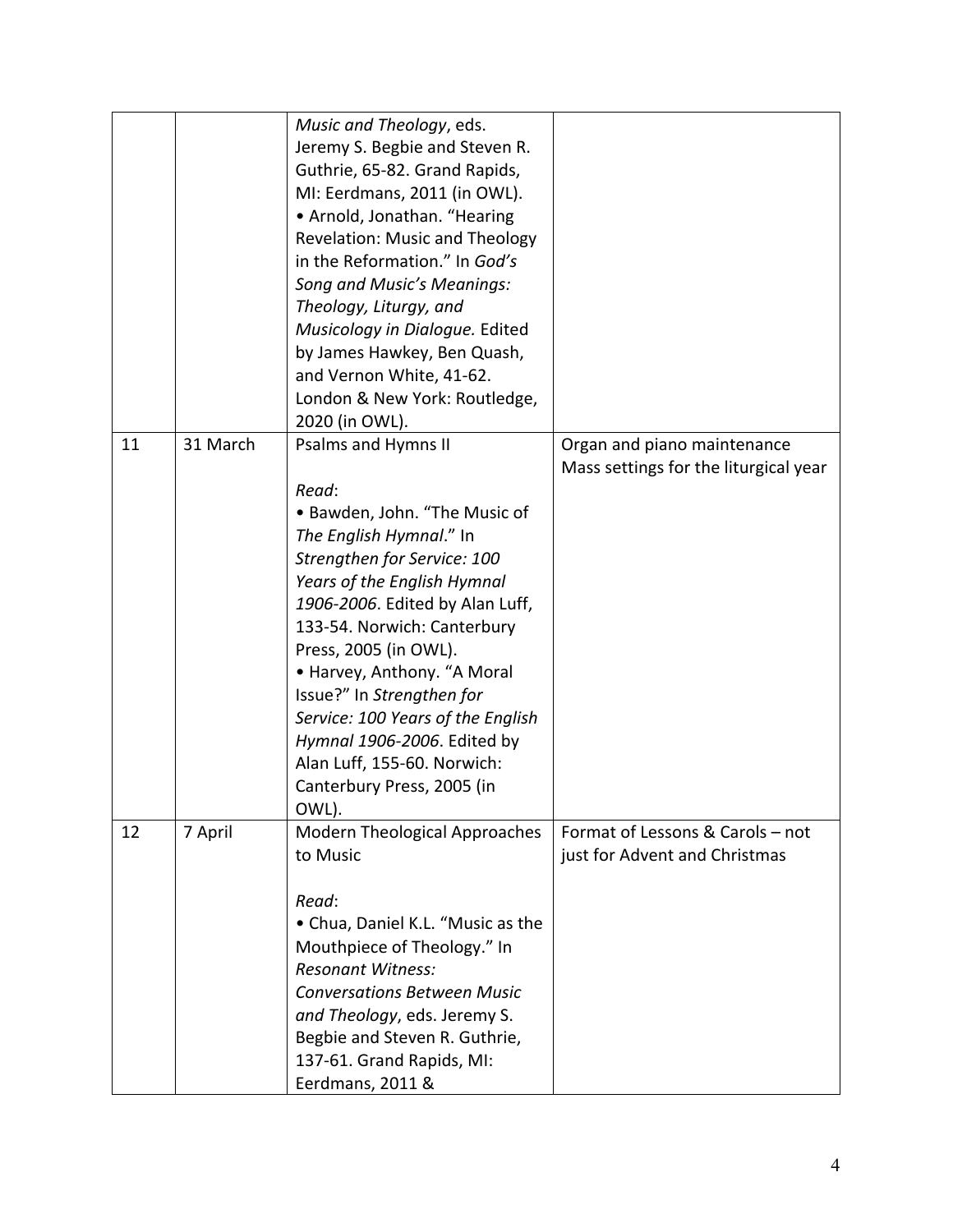| | | | |
|---|---|---|---|
| | | *Music and Theology*, eds. Jeremy S. Begbie and Steven R. Guthrie, 65-82. Grand Rapids, MI: Eerdmans, 2011 (in OWL).<br>• Arnold, Jonathan. "Hearing Revelation: Music and Theology in the Reformation." In *God's Song and Music's Meanings: Theology, Liturgy, and Musicology in Dialogue.* Edited by James Hawkey, Ben Quash, and Vernon White, 41-62. London & New York: Routledge, 2020 (in OWL). | |
| 11 | 31 March | Psalms and Hymns II<br><br>*Read*:<br>• Bawden, John. "The Music of *The English Hymnal*." In *Strengthen for Service: 100 Years of the English Hymnal 1906-2006*. Edited by Alan Luff, 133-54. Norwich: Canterbury Press, 2005 (in OWL).<br>• Harvey, Anthony. "A Moral Issue?" In *Strengthen for Service: 100 Years of the English Hymnal 1906-2006*. Edited by Alan Luff, 155-60. Norwich: Canterbury Press, 2005 (in OWL). | Organ and piano maintenance<br>Mass settings for the liturgical year |
| 12 | 7 April | Modern Theological Approaches to Music<br><br>*Read*:<br>• Chua, Daniel K.L. "Music as the Mouthpiece of Theology." In *Resonant Witness: Conversations Between Music and Theology*, eds. Jeremy S. Begbie and Steven R. Guthrie, 137-61. Grand Rapids, MI: Eerdmans, 2011 & | Format of Lessons & Carols – not just for Advent and Christmas |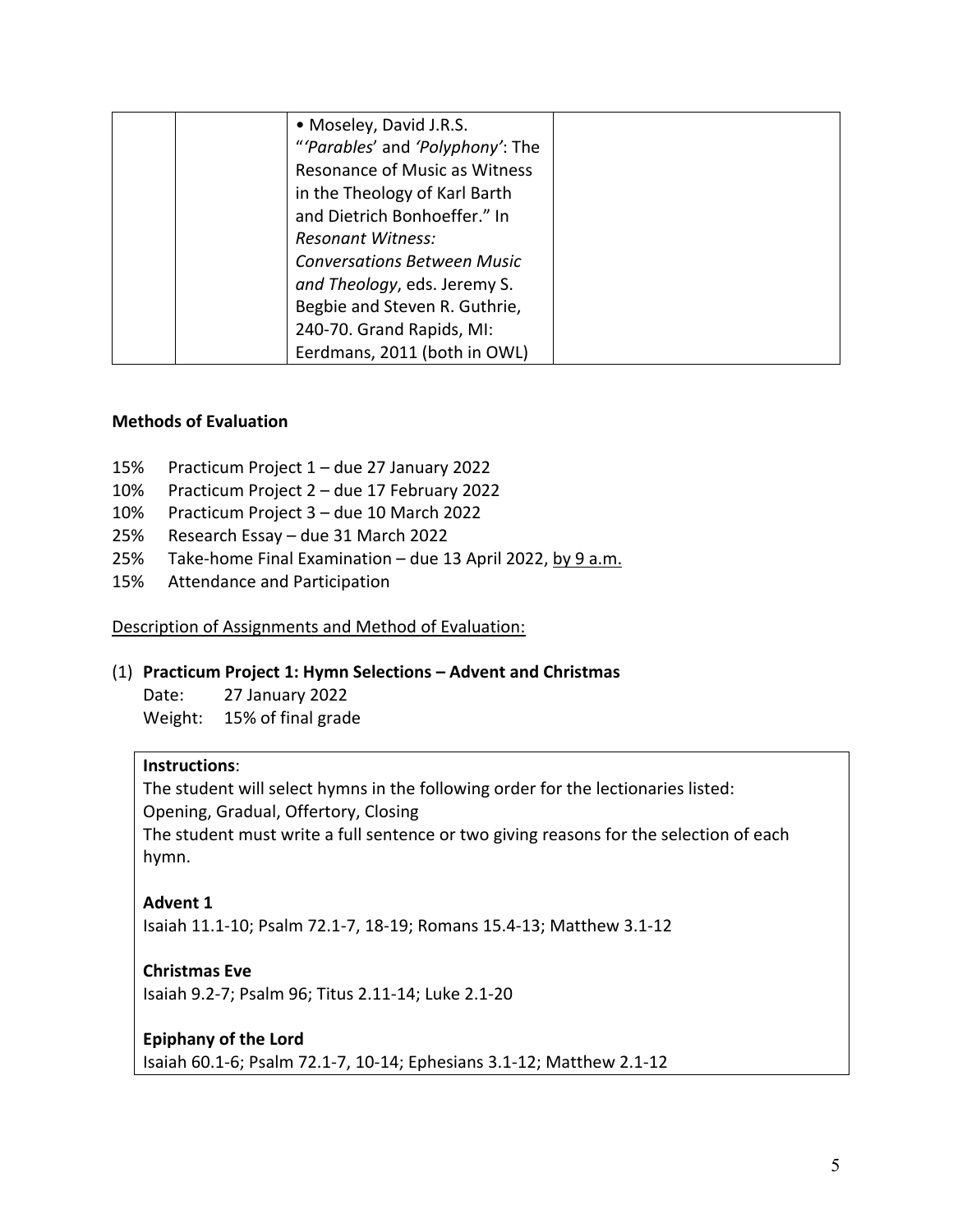|  |  | • Moseley, David J.R.S. "'*Parables*' and '*Polyphony*': The Resonance of Music as Witness in the Theology of Karl Barth and Dietrich Bonhoeffer." In *Resonant Witness: Conversations Between Music and Theology*, eds. Jeremy S. Begbie and Steven R. Guthrie, 240-70. Grand Rapids, MI: Eerdmans, 2011 (both in OWL) |  |
|---|---|---|---|

**Methods of Evaluation**

15% Practicum Project 1 – due 27 January 2022
10% Practicum Project 2 – due 17 February 2022
10% Practicum Project 3 – due 10 March 2022
25% Research Essay – due 31 March 2022
25% Take-home Final Examination – due 13 April 2022, by 9 a.m.
15% Attendance and Participation

Description of Assignments and Method of Evaluation:

(1) **Practicum Project 1: Hymn Selections – Advent and Christmas**
Date: 27 January 2022
Weight: 15% of final grade

**Instructions**:
The student will select hymns in the following order for the lectionaries listed:
Opening, Gradual, Offertory, Closing
The student must write a full sentence or two giving reasons for the selection of each hymn.

**Advent 1**
Isaiah 11.1-10; Psalm 72.1-7, 18-19; Romans 15.4-13; Matthew 3.1-12

**Christmas Eve**
Isaiah 9.2-7; Psalm 96; Titus 2.11-14; Luke 2.1-20

**Epiphany of the Lord**
Isaiah 60.1-6; Psalm 72.1-7, 10-14; Ephesians 3.1-12; Matthew 2.1-12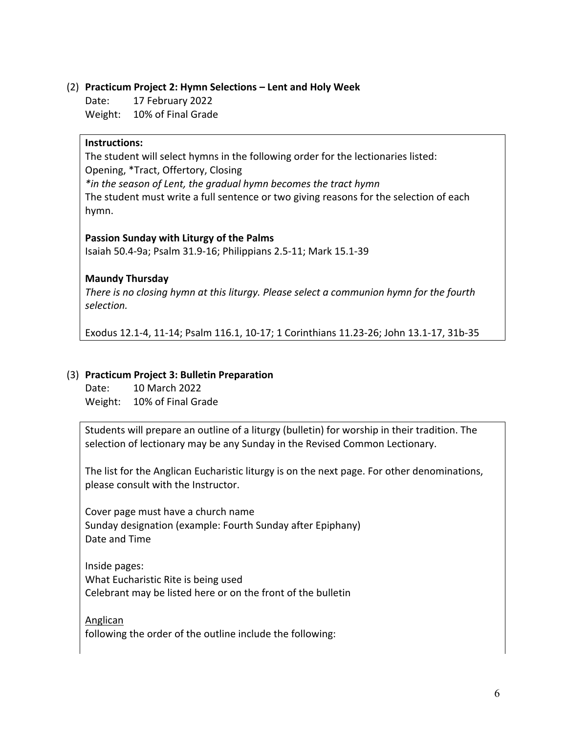(2) **Practicum Project 2: Hymn Selections – Lent and Holy Week**

Date: 17 February 2022
Weight: 10% of Final Grade

**Instructions:**
The student will select hymns in the following order for the lectionaries listed:
Opening, *Tract, Offertory, Closing
*in the season of Lent, the gradual hymn becomes the tract hymn*
The student must write a full sentence or two giving reasons for the selection of each hymn.

**Passion Sunday with Liturgy of the Palms**
Isaiah 50.4-9a; Psalm 31.9-16; Philippians 2.5-11; Mark 15.1-39

**Maundy Thursday**
*There is no closing hymn at this liturgy. Please select a communion hymn for the fourth selection.*

Exodus 12.1-4, 11-14; Psalm 116.1, 10-17; 1 Corinthians 11.23-26; John 13.1-17, 31b-35

(3) **Practicum Project 3: Bulletin Preparation**

Date: 10 March 2022
Weight: 10% of Final Grade

Students will prepare an outline of a liturgy (bulletin) for worship in their tradition. The selection of lectionary may be any Sunday in the Revised Common Lectionary.

The list for the Anglican Eucharistic liturgy is on the next page. For other denominations, please consult with the Instructor.

Cover page must have a church name
Sunday designation (example: Fourth Sunday after Epiphany)
Date and Time

Inside pages:
What Eucharistic Rite is being used
Celebrant may be listed here or on the front of the bulletin

<u>Anglican</u>
following the order of the outline include the following: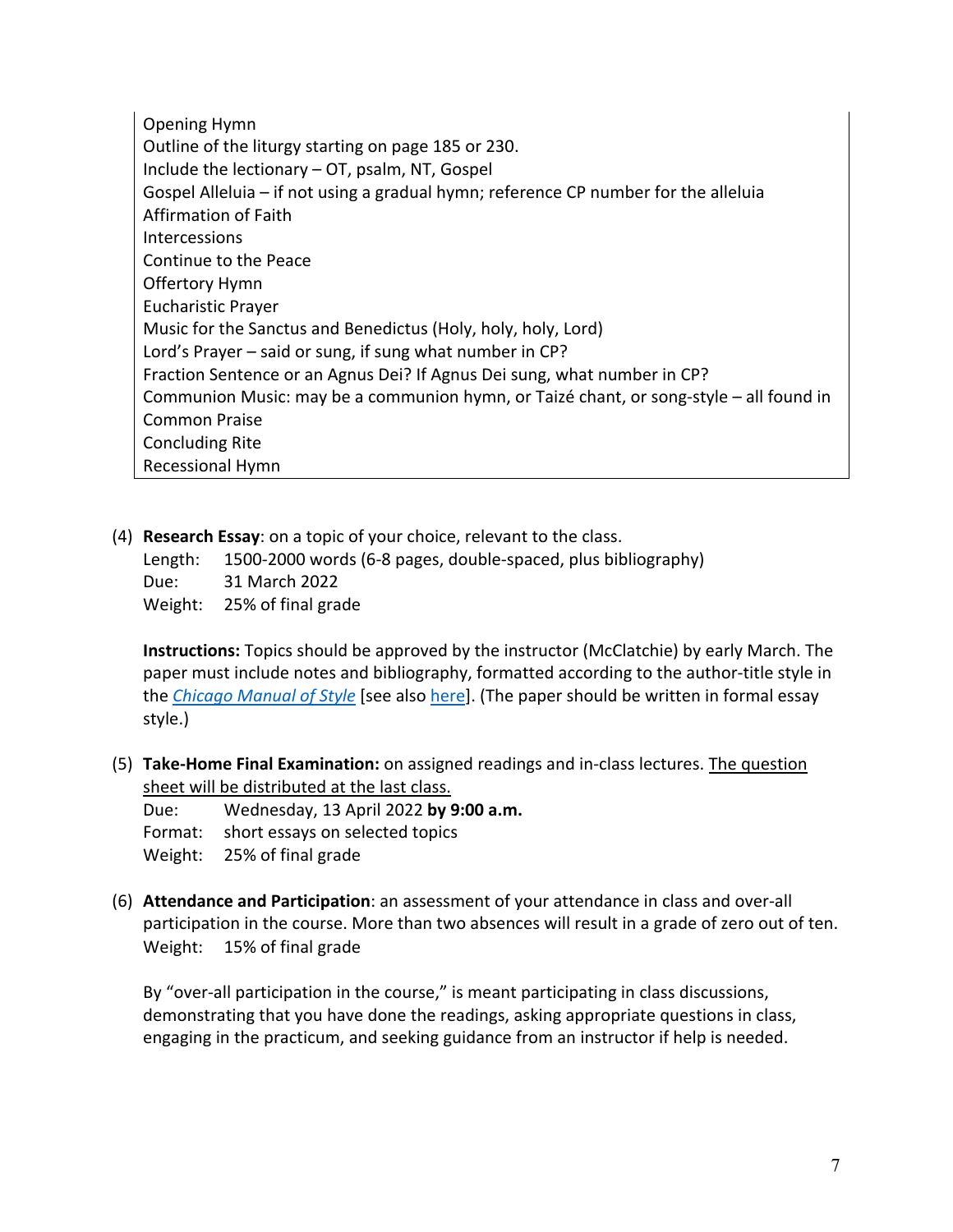Opening Hymn
Outline of the liturgy starting on page 185 or 230.
Include the lectionary – OT, psalm, NT, Gospel
Gospel Alleluia – if not using a gradual hymn; reference CP number for the alleluia
Affirmation of Faith
Intercessions
Continue to the Peace
Offertory Hymn
Eucharistic Prayer
Music for the Sanctus and Benedictus (Holy, holy, holy, Lord)
Lord's Prayer – said or sung, if sung what number in CP?
Fraction Sentence or an Agnus Dei? If Agnus Dei sung, what number in CP?
Communion Music: may be a communion hymn, or Taizé chant, or song-style – all found in Common Praise
Concluding Rite
Recessional Hymn

(4) **Research Essay**: on a topic of your choice, relevant to the class.
Length: 1500-2000 words (6-8 pages, double-spaced, plus bibliography)
Due: 31 March 2022
Weight: 25% of final grade

**Instructions:** Topics should be approved by the instructor (McClatchie) by early March. The paper must include notes and bibliography, formatted according to the author-title style in the *Chicago Manual of Style* [see also here]. (The paper should be written in formal essay style.)

(5) **Take-Home Final Examination:** on assigned readings and in-class lectures. The question sheet will be distributed at the last class.
Due: Wednesday, 13 April 2022 **by 9:00 a.m.**
Format: short essays on selected topics
Weight: 25% of final grade

(6) **Attendance and Participation**: an assessment of your attendance in class and over-all participation in the course. More than two absences will result in a grade of zero out of ten.
Weight: 15% of final grade

By "over-all participation in the course," is meant participating in class discussions, demonstrating that you have done the readings, asking appropriate questions in class, engaging in the practicum, and seeking guidance from an instructor if help is needed.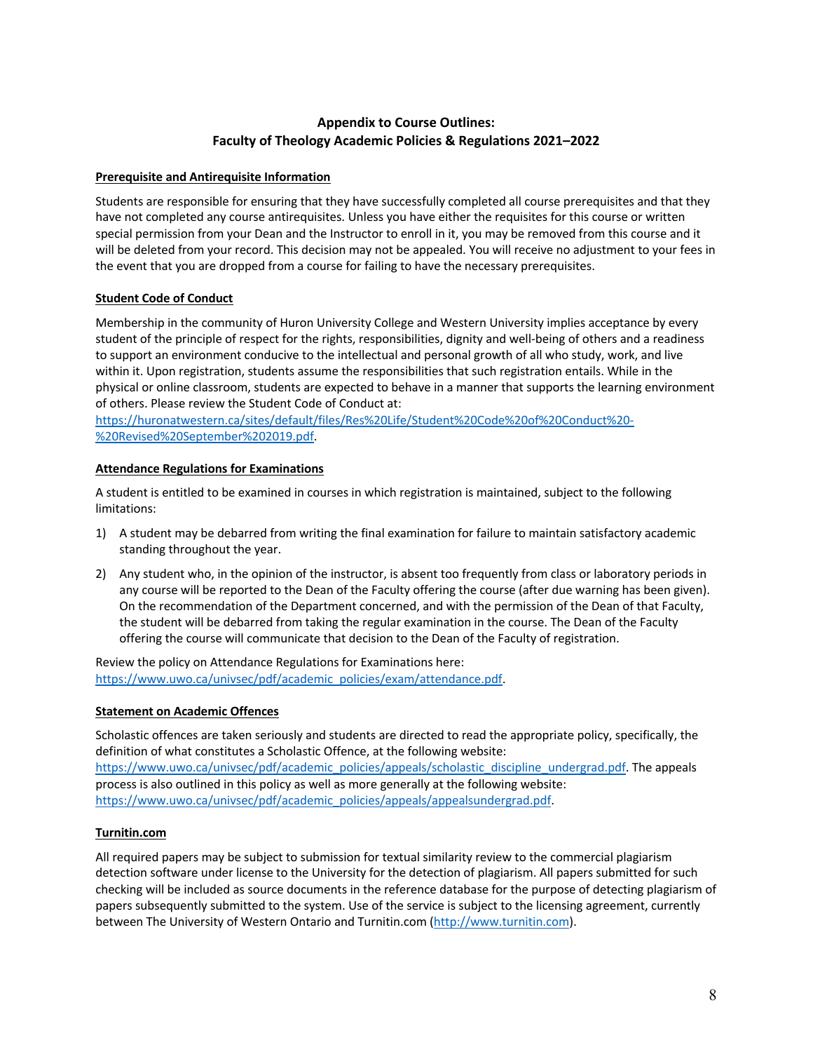## Appendix to Course Outlines: Faculty of Theology Academic Policies & Regulations 2021–2022

### Prerequisite and Antirequisite Information

Students are responsible for ensuring that they have successfully completed all course prerequisites and that they have not completed any course antirequisites. Unless you have either the requisites for this course or written special permission from your Dean and the Instructor to enroll in it, you may be removed from this course and it will be deleted from your record. This decision may not be appealed. You will receive no adjustment to your fees in the event that you are dropped from a course for failing to have the necessary prerequisites.

### Student Code of Conduct

Membership in the community of Huron University College and Western University implies acceptance by every student of the principle of respect for the rights, responsibilities, dignity and well-being of others and a readiness to support an environment conducive to the intellectual and personal growth of all who study, work, and live within it. Upon registration, students assume the responsibilities that such registration entails. While in the physical or online classroom, students are expected to behave in a manner that supports the learning environment of others. Please review the Student Code of Conduct at: https://huronatwestern.ca/sites/default/files/Res%20Life/Student%20Code%20of%20Conduct%20-%20Revised%20September%202019.pdf.

### Attendance Regulations for Examinations

A student is entitled to be examined in courses in which registration is maintained, subject to the following limitations:

1) A student may be debarred from writing the final examination for failure to maintain satisfactory academic standing throughout the year.
2) Any student who, in the opinion of the instructor, is absent too frequently from class or laboratory periods in any course will be reported to the Dean of the Faculty offering the course (after due warning has been given). On the recommendation of the Department concerned, and with the permission of the Dean of that Faculty, the student will be debarred from taking the regular examination in the course. The Dean of the Faculty offering the course will communicate that decision to the Dean of the Faculty of registration.

Review the policy on Attendance Regulations for Examinations here: https://www.uwo.ca/univsec/pdf/academic_policies/exam/attendance.pdf.

### Statement on Academic Offences

Scholastic offences are taken seriously and students are directed to read the appropriate policy, specifically, the definition of what constitutes a Scholastic Offence, at the following website: https://www.uwo.ca/univsec/pdf/academic_policies/appeals/scholastic_discipline_undergrad.pdf. The appeals process is also outlined in this policy as well as more generally at the following website: https://www.uwo.ca/univsec/pdf/academic_policies/appeals/appealsundergrad.pdf.

### Turnitin.com

All required papers may be subject to submission for textual similarity review to the commercial plagiarism detection software under license to the University for the detection of plagiarism. All papers submitted for such checking will be included as source documents in the reference database for the purpose of detecting plagiarism of papers subsequently submitted to the system. Use of the service is subject to the licensing agreement, currently between The University of Western Ontario and Turnitin.com (http://www.turnitin.com).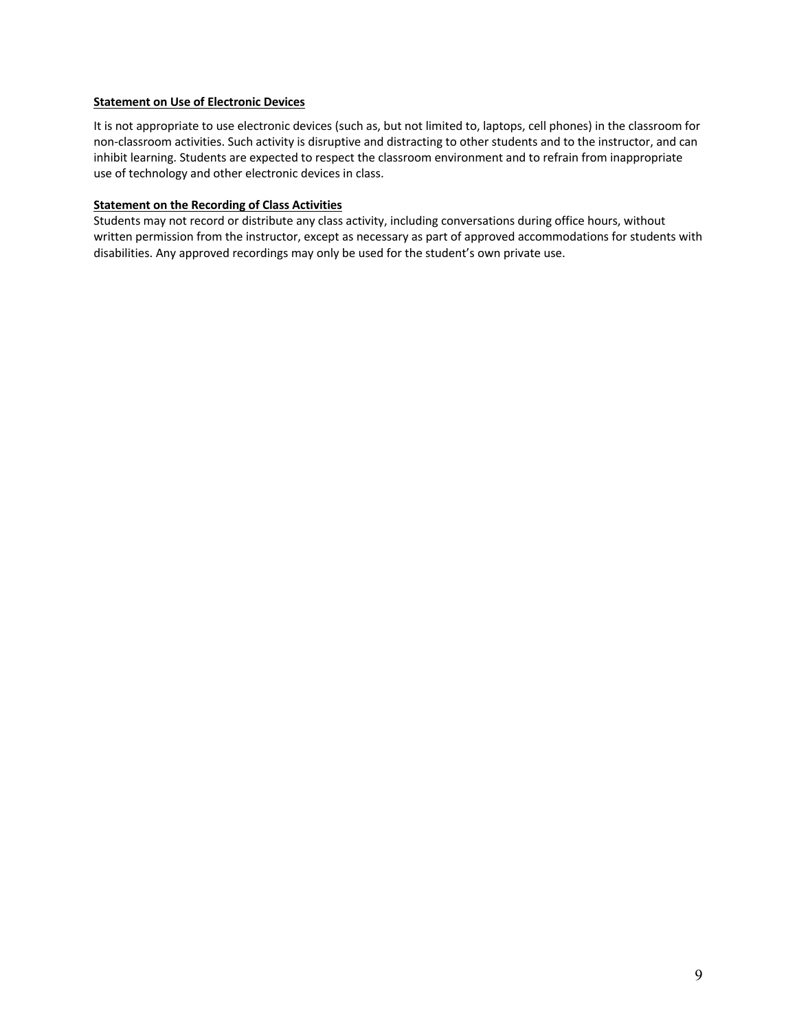**Statement on Use of Electronic Devices**

It is not appropriate to use electronic devices (such as, but not limited to, laptops, cell phones) in the classroom for non-classroom activities. Such activity is disruptive and distracting to other students and to the instructor, and can inhibit learning. Students are expected to respect the classroom environment and to refrain from inappropriate use of technology and other electronic devices in class.

**Statement on the Recording of Class Activities**

Students may not record or distribute any class activity, including conversations during office hours, without written permission from the instructor, except as necessary as part of approved accommodations for students with disabilities. Any approved recordings may only be used for the student's own private use.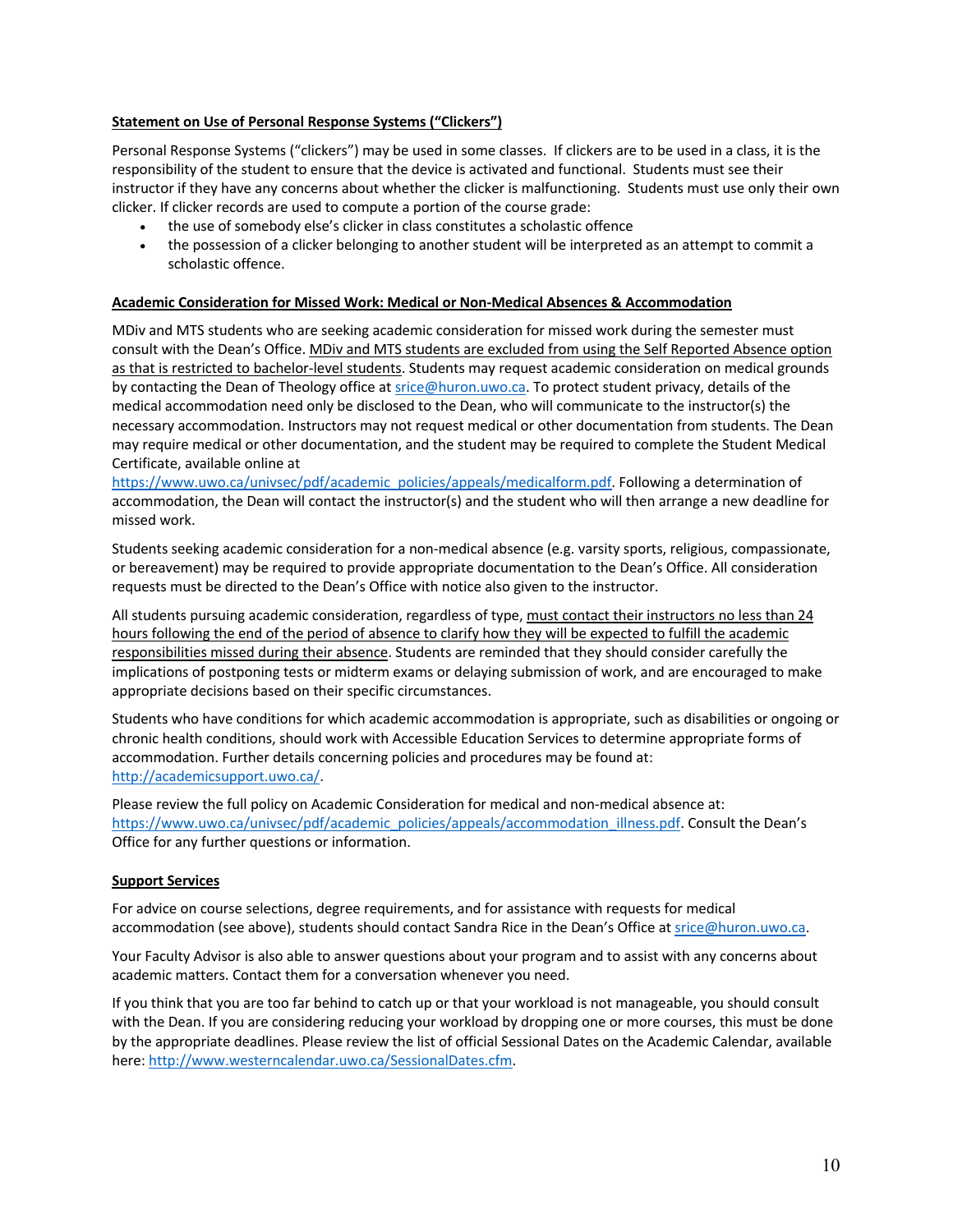**Statement on Use of Personal Response Systems ("Clickers")**

Personal Response Systems ("clickers") may be used in some classes. If clickers are to be used in a class, it is the responsibility of the student to ensure that the device is activated and functional. Students must see their instructor if they have any concerns about whether the clicker is malfunctioning. Students must use only their own clicker. If clicker records are used to compute a portion of the course grade:

- the use of somebody else's clicker in class constitutes a scholastic offence
- the possession of a clicker belonging to another student will be interpreted as an attempt to commit a scholastic offence.

**Academic Consideration for Missed Work: Medical or Non-Medical Absences & Accommodation**

MDiv and MTS students who are seeking academic consideration for missed work during the semester must consult with the Dean's Office. MDiv and MTS students are excluded from using the Self Reported Absence option as that is restricted to bachelor-level students. Students may request academic consideration on medical grounds by contacting the Dean of Theology office at srice@huron.uwo.ca. To protect student privacy, details of the medical accommodation need only be disclosed to the Dean, who will communicate to the instructor(s) the necessary accommodation. Instructors may not request medical or other documentation from students. The Dean may require medical or other documentation, and the student may be required to complete the Student Medical Certificate, available online at https://www.uwo.ca/univsec/pdf/academic_policies/appeals/medicalform.pdf. Following a determination of accommodation, the Dean will contact the instructor(s) and the student who will then arrange a new deadline for missed work.

Students seeking academic consideration for a non-medical absence (e.g. varsity sports, religious, compassionate, or bereavement) may be required to provide appropriate documentation to the Dean's Office. All consideration requests must be directed to the Dean's Office with notice also given to the instructor.

All students pursuing academic consideration, regardless of type, must contact their instructors no less than 24 hours following the end of the period of absence to clarify how they will be expected to fulfill the academic responsibilities missed during their absence. Students are reminded that they should consider carefully the implications of postponing tests or midterm exams or delaying submission of work, and are encouraged to make appropriate decisions based on their specific circumstances.

Students who have conditions for which academic accommodation is appropriate, such as disabilities or ongoing or chronic health conditions, should work with Accessible Education Services to determine appropriate forms of accommodation. Further details concerning policies and procedures may be found at: http://academicsupport.uwo.ca/.

Please review the full policy on Academic Consideration for medical and non-medical absence at: https://www.uwo.ca/univsec/pdf/academic_policies/appeals/accommodation_illness.pdf. Consult the Dean's Office for any further questions or information.

**Support Services**

For advice on course selections, degree requirements, and for assistance with requests for medical accommodation (see above), students should contact Sandra Rice in the Dean's Office at srice@huron.uwo.ca.

Your Faculty Advisor is also able to answer questions about your program and to assist with any concerns about academic matters. Contact them for a conversation whenever you need.

If you think that you are too far behind to catch up or that your workload is not manageable, you should consult with the Dean. If you are considering reducing your workload by dropping one or more courses, this must be done by the appropriate deadlines. Please review the list of official Sessional Dates on the Academic Calendar, available here: http://www.westerncalendar.uwo.ca/SessionalDates.cfm.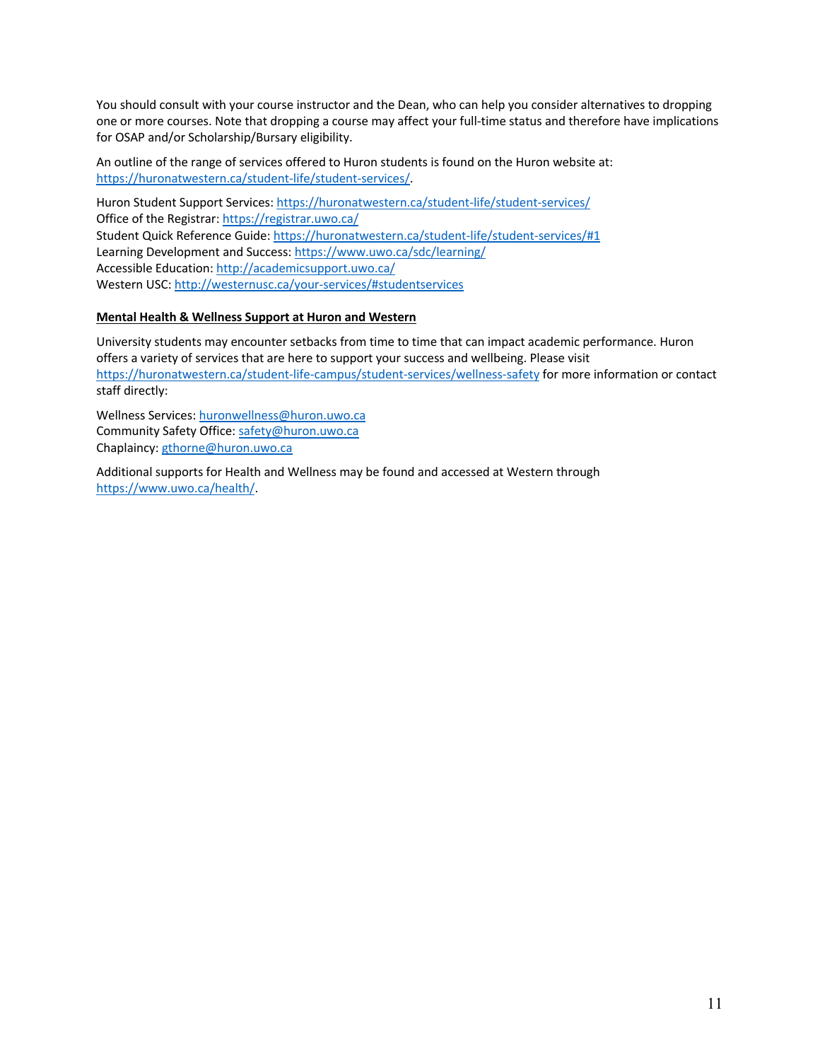You should consult with your course instructor and the Dean, who can help you consider alternatives to dropping one or more courses. Note that dropping a course may affect your full-time status and therefore have implications for OSAP and/or Scholarship/Bursary eligibility.

An outline of the range of services offered to Huron students is found on the Huron website at: https://huronatwestern.ca/student-life/student-services/.

Huron Student Support Services: https://huronatwestern.ca/student-life/student-services/
Office of the Registrar: https://registrar.uwo.ca/
Student Quick Reference Guide: https://huronatwestern.ca/student-life/student-services/#1
Learning Development and Success: https://www.uwo.ca/sdc/learning/
Accessible Education: http://academicsupport.uwo.ca/
Western USC: http://westernusc.ca/your-services/#studentservices

**Mental Health & Wellness Support at Huron and Western**

University students may encounter setbacks from time to time that can impact academic performance. Huron offers a variety of services that are here to support your success and wellbeing. Please visit https://huronatwestern.ca/student-life-campus/student-services/wellness-safety for more information or contact staff directly:

Wellness Services: huronwellness@huron.uwo.ca
Community Safety Office: safety@huron.uwo.ca
Chaplaincy: gthorne@huron.uwo.ca

Additional supports for Health and Wellness may be found and accessed at Western through https://www.uwo.ca/health/.